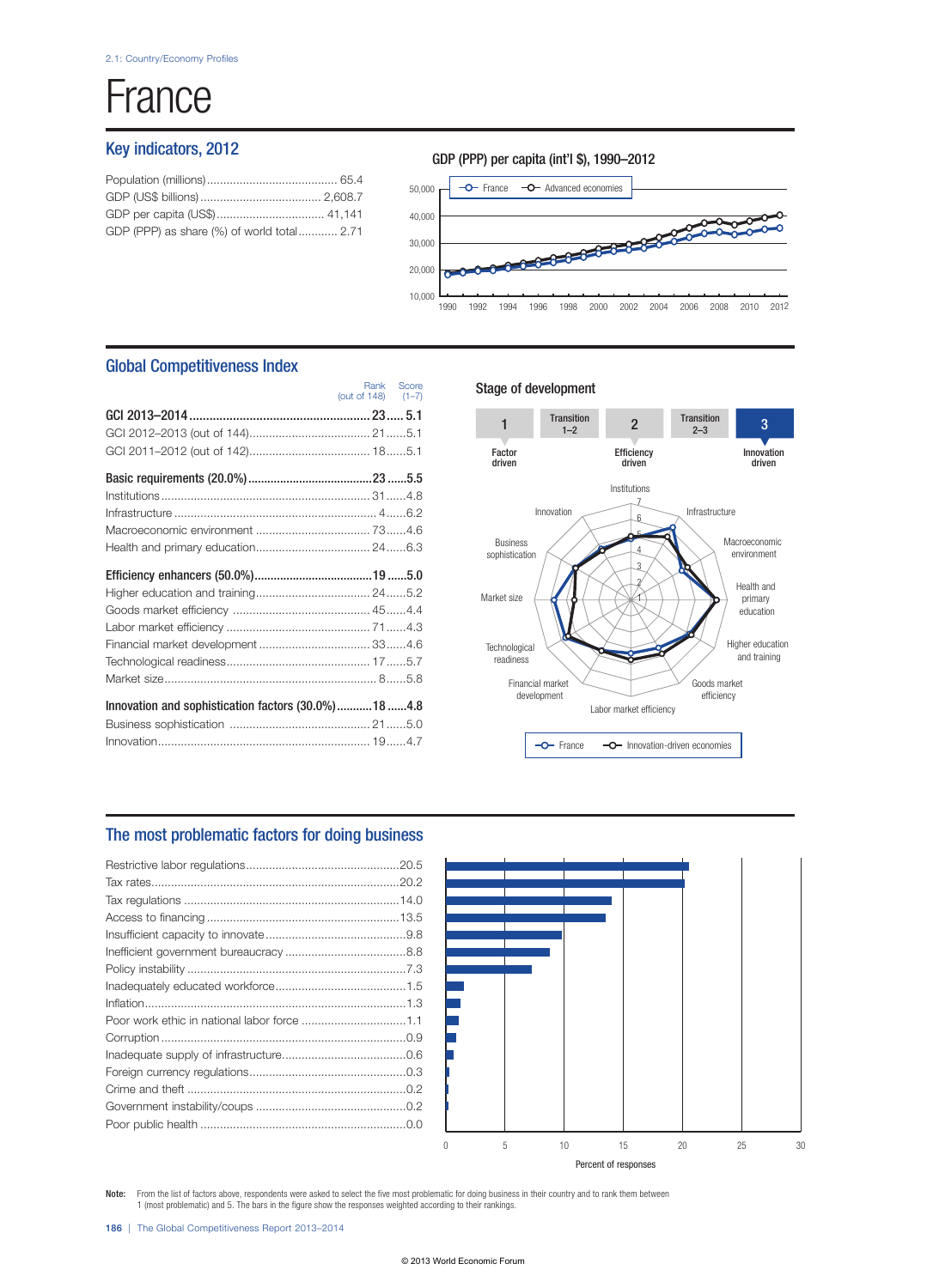2.1: Country/Economy Profiles

# France

## Key indicators, 2012

| Indicator | Value |
|---|---|
| Population (millions) | 65.4 |
| GDP (US$ billions) | 2,608.7 |
| GDP per capita (US$) | 41,141 |
| GDP (PPP) as share (%) of world total | 2.71 |

### GDP (PPP) per capita (int'l $), 1990–2012

France — Advanced economies

## Global Competitiveness Index

| | Rank (out of 148) | Score (1–7) |
|---|---|---|
| **GCI 2013–2014** | **23** | **5.1** |
| GCI 2012–2013 (out of 144) | 21 | 5.1 |
| GCI 2011–2012 (out of 142) | 18 | 5.1 |
| **Basic requirements (20.0%)** | **23** | **5.5** |
| Institutions | 31 | 4.8 |
| Infrastructure | 4 | 6.2 |
| Macroeconomic environment | 73 | 4.6 |
| Health and primary education | 24 | 6.3 |
| **Efficiency enhancers (50.0%)** | **19** | **5.0** |
| Higher education and training | 24 | 5.2 |
| Goods market efficiency | 45 | 4.4 |
| Labor market efficiency | 71 | 4.3 |
| Financial market development | 33 | 4.6 |
| Technological readiness | 17 | 5.7 |
| Market size | 8 | 5.8 |
| **Innovation and sophistication factors (30.0%)** | **18** | **4.8** |
| Business sophistication | 21 | 5.0 |
| Innovation | 19 | 4.7 |

### Stage of development

1 Factor driven — Transition 1–2 — 2 Efficiency driven — Transition 2–3 — **3 Innovation driven**

France — Innovation-driven economies

## The most problematic factors for doing business

| Factor | Percent of responses |
|---|---|
| Restrictive labor regulations | 20.5 |
| Tax rates | 20.2 |
| Tax regulations | 14.0 |
| Access to financing | 13.5 |
| Insufficient capacity to innovate | 9.8 |
| Inefficient government bureaucracy | 8.8 |
| Policy instability | 7.3 |
| Inadequately educated workforce | 1.5 |
| Inflation | 1.3 |
| Poor work ethic in national labor force | 1.1 |
| Corruption | 0.9 |
| Inadequate supply of infrastructure | 0.6 |
| Foreign currency regulations | 0.3 |
| Crime and theft | 0.2 |
| Government instability/coups | 0.2 |
| Poor public health | 0.0 |

**Note:** From the list of factors above, respondents were asked to select the five most problematic for doing business in their country and to rank them between 1 (most problematic) and 5. The bars in the figure show the responses weighted according to their rankings.

© 2013 World Economic Forum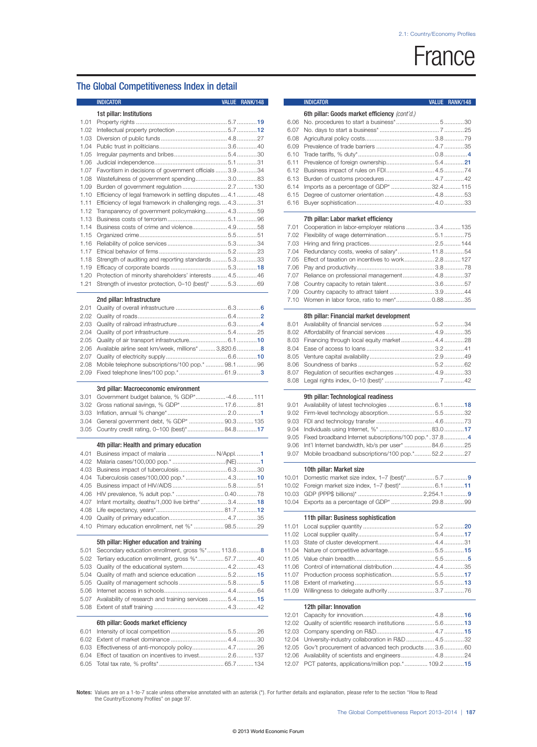# France

## The Global Competitiveness Index in detail

| | INDICATOR | VALUE | RANK/148 |
|---|---|---|---|
| | **1st pillar: Institutions** | | |
| 1.01 | Property rights | 5.7 | **19** |
| 1.02 | Intellectual property protection | 5.7 | **12** |
| 1.03 | Diversion of public funds | 4.8 | 27 |
| 1.04 | Public trust in politicians | 3.6 | 40 |
| 1.05 | Irregular payments and bribes | 5.4 | 30 |
| 1.06 | Judicial independence | 5.1 | 31 |
| 1.07 | Favoritism in decisions of government officials | 3.9 | 34 |
| 1.08 | Wastefulness of government spending | 3.0 | 83 |
| 1.09 | Burden of government regulation | 2.7 | 130 |
| 1.10 | Efficiency of legal framework in settling disputes | 4.1 | 48 |
| 1.11 | Efficiency of legal framework in challenging regs. | 4.3 | 31 |
| 1.12 | Transparency of government policymaking | 4.3 | 59 |
| 1.13 | Business costs of terrorism | 5.1 | 96 |
| 1.14 | Business costs of crime and violence | 4.9 | 58 |
| 1.15 | Organized crime | 5.5 | 51 |
| 1.16 | Reliability of police services | 5.3 | 34 |
| 1.17 | Ethical behavior of firms | 5.2 | 23 |
| 1.18 | Strength of auditing and reporting standards | 5.3 | 33 |
| 1.19 | Efficacy of corporate boards | 5.3 | **18** |
| 1.20 | Protection of minority shareholders' interests | 4.5 | 46 |
| 1.21 | Strength of investor protection, 0–10 (best)* | 5.3 | 69 |
| | **2nd pillar: Infrastructure** | | |
| 2.01 | Quality of overall infrastructure | 6.3 | **6** |
| 2.02 | Quality of roads | 6.4 | **2** |
| 2.03 | Quality of railroad infrastructure | 6.3 | **4** |
| 2.04 | Quality of port infrastructure | 5.4 | 25 |
| 2.05 | Quality of air transport infrastructure | 6.1 | **10** |
| 2.06 | Available airline seat km/week, millions* | 3,820.6 | **8** |
| 2.07 | Quality of electricity supply | 6.6 | **10** |
| 2.08 | Mobile telephone subscriptions/100 pop.* | 98.1 | 96 |
| 2.09 | Fixed telephone lines/100 pop.* | 61.9 | **3** |
| | **3rd pillar: Macroeconomic environment** | | |
| 3.01 | Government budget balance, % GDP* | -4.6 | 111 |
| 3.02 | Gross national savings, % GDP* | 17.6 | 81 |
| 3.03 | Inflation, annual % change* | 2.0 | **1** |
| 3.04 | General government debt, % GDP* | 90.3 | 135 |
| 3.05 | Country credit rating, 0–100 (best)* | 84.8 | **17** |
| | **4th pillar: Health and primary education** | | |
| 4.01 | Business impact of malaria | N/Appl. | **1** |
| 4.02 | Malaria cases/100,000 pop.* | (NE) | **1** |
| 4.03 | Business impact of tuberculosis | 6.3 | 30 |
| 4.04 | Tuberculosis cases/100,000 pop.* | 4.3 | **10** |
| 4.05 | Business impact of HIV/AIDS | 5.8 | 51 |
| 4.06 | HIV prevalence, % adult pop.* | 0.40 | 78 |
| 4.07 | Infant mortality, deaths/1,000 live births* | 3.4 | **18** |
| 4.08 | Life expectancy, years* | 81.7 | **12** |
| 4.09 | Quality of primary education | 4.7 | 35 |
| 4.10 | Primary education enrollment, net %* | 98.5 | 29 |
| | **5th pillar: Higher education and training** | | |
| 5.01 | Secondary education enrollment, gross %* | 113.6 | **8** |
| 5.02 | Tertiary education enrollment, gross %* | 57.7 | 40 |
| 5.03 | Quality of the educational system | 4.2 | 43 |
| 5.04 | Quality of math and science education | 5.2 | **15** |
| 5.05 | Quality of management schools | 5.8 | **5** |
| 5.06 | Internet access in schools | 4.4 | 64 |
| 5.07 | Availability of research and training services | 5.4 | **15** |
| 5.08 | Extent of staff training | 4.3 | 42 |
| | **6th pillar: Goods market efficiency** | | |
| 6.01 | Intensity of local competition | 5.5 | 26 |
| 6.02 | Extent of market dominance | 4.4 | 30 |
| 6.03 | Effectiveness of anti-monopoly policy | 4.7 | 26 |
| 6.04 | Effect of taxation on incentives to invest | 2.6 | 137 |
| 6.05 | Total tax rate, % profits* | 65.7 | 134 |
| 6.06 | No. procedures to start a business* | 5 | 30 |
| 6.07 | No. days to start a business* | 7 | 25 |
| 6.08 | Agricultural policy costs | 3.8 | 79 |
| 6.09 | Prevalence of trade barriers | 4.7 | 35 |
| 6.10 | Trade tariffs, % duty* | 0.8 | **4** |
| 6.11 | Prevalence of foreign ownership | 5.4 | **21** |
| 6.12 | Business impact of rules on FDI | 4.5 | 74 |
| 6.13 | Burden of customs procedures | 4.7 | 42 |
| 6.14 | Imports as a percentage of GDP* | 32.4 | 115 |
| 6.15 | Degree of customer orientation | 4.8 | 53 |
| 6.16 | Buyer sophistication | 4.0 | 33 |
| | **7th pillar: Labor market efficiency** | | |
| 7.01 | Cooperation in labor-employer relations | 3.4 | 135 |
| 7.02 | Flexibility of wage determination | 5.1 | 75 |
| 7.03 | Hiring and firing practices | 2.5 | 144 |
| 7.04 | Redundancy costs, weeks of salary* | 11.8 | 54 |
| 7.05 | Effect of taxation on incentives to work | 2.8 | 127 |
| 7.06 | Pay and productivity | 3.8 | 78 |
| 7.07 | Reliance on professional management | 4.8 | 37 |
| 7.08 | Country capacity to retain talent | 3.6 | 57 |
| 7.09 | Country capacity to attract talent | 3.9 | 44 |
| 7.10 | Women in labor force, ratio to men* | 0.88 | 35 |
| | **8th pillar: Financial market development** | | |
| 8.01 | Availability of financial services | 5.2 | 34 |
| 8.02 | Affordability of financial services | 4.9 | 35 |
| 8.03 | Financing through local equity market | 4.4 | 28 |
| 8.04 | Ease of access to loans | 3.2 | 41 |
| 8.05 | Venture capital availability | 2.9 | 49 |
| 8.06 | Soundness of banks | 5.2 | 62 |
| 8.07 | Regulation of securities exchanges | 4.9 | 33 |
| 8.08 | Legal rights index, 0–10 (best)* | 7 | 42 |
| | **9th pillar: Technological readiness** | | |
| 9.01 | Availability of latest technologies | 6.1 | **18** |
| 9.02 | Firm-level technology absorption | 5.5 | 32 |
| 9.03 | FDI and technology transfer | 4.6 | 73 |
| 9.04 | Individuals using Internet, %* | 83.0 | **17** |
| 9.05 | Fixed broadband Internet subscriptions/100 pop.* | 37.8 | **4** |
| 9.06 | Int'l Internet bandwidth, kb/s per user* | 84.6 | 25 |
| 9.07 | Mobile broadband subscriptions/100 pop.* | 52.2 | 27 |
| | **10th pillar: Market size** | | |
| 10.01 | Domestic market size index, 1–7 (best)* | 5.7 | **9** |
| 10.02 | Foreign market size index, 1–7 (best)* | 6.1 | **11** |
| 10.03 | GDP (PPP$ billions)* | 2,254.1 | **9** |
| 10.04 | Exports as a percentage of GDP* | 29.8 | 99 |
| | **11th pillar: Business sophistication** | | |
| 11.01 | Local supplier quantity | 5.2 | **20** |
| 11.02 | Local supplier quality | 5.4 | **17** |
| 11.03 | State of cluster development | 4.4 | 31 |
| 11.04 | Nature of competitive advantage | 5.5 | **15** |
| 11.05 | Value chain breadth | 5.5 | **5** |
| 11.06 | Control of international distribution | 4.4 | 35 |
| 11.07 | Production process sophistication | 5.5 | **17** |
| 11.08 | Extent of marketing | 5.5 | **13** |
| 11.09 | Willingness to delegate authority | 3.7 | 76 |
| | **12th pillar: Innovation** | | |
| 12.01 | Capacity for innovation | 4.8 | **16** |
| 12.02 | Quality of scientific research institutions | 5.6 | **13** |
| 12.03 | Company spending on R&D | 4.7 | **15** |
| 12.04 | University-industry collaboration in R&D | 4.5 | 32 |
| 12.05 | Gov't procurement of advanced tech products | 3.6 | 60 |
| 12.06 | Availability of scientists and engineers | 4.8 | 24 |
| 12.07 | PCT patents, applications/million pop.* | 109.2 | **15** |

**Notes:** Values are on a 1-to-7 scale unless otherwise annotated with an asterisk (*). For further details and explanation, please refer to the section "How to Read the Country/Economy Profiles" on page 97.

© 2013 World Economic Forum